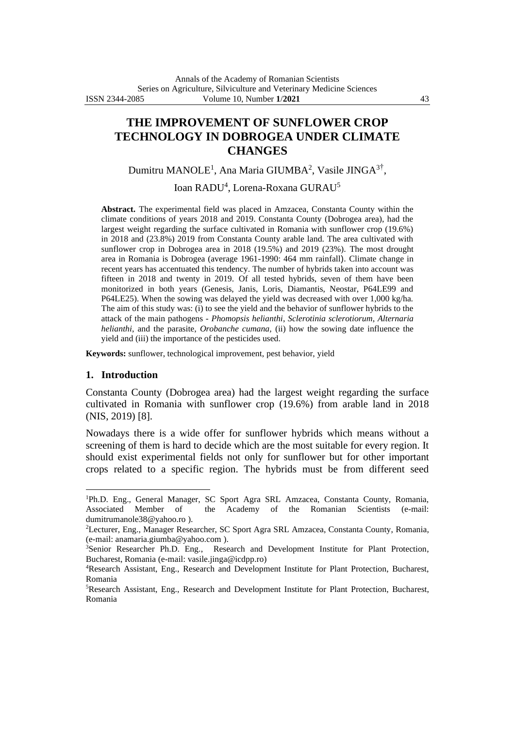# THE IMPROVEMENT OF SUNFLOWER CROP TECHNOLOGY IN DOBROGEA UNDER CLIMATE CHANGES

Dumitru MANOLE[1], Ana Maria GIUMBA[2], Vasile JINGA[3†],

Ioan RADU[4], Lorena-Roxana GURAU[5]

**Abstract.** The experimental field was placed in Amzacea, Constanta County within the climate conditions of years 2018 and 2019. Constanta County (Dobrogea area), had the largest weight regarding the surface cultivated in Romania with sunflower crop (19.6%) in 2018 and (23.8%) 2019 from Constanta County arable land. The area cultivated with sunflower crop in Dobrogea area in 2018 (19.5%) and 2019 (23%). The most drought area in Romania is Dobrogea (average 1961-1990: 464 mm rainfall). Climate change in recent years has accentuated this tendency. The number of hybrids taken into account was fifteen in 2018 and twenty in 2019. Of all tested hybrids, seven of them have been monitorized in both years (Genesis, Janis, Loris, Diamantis, Neostar, P64LE99 and P64LE25). When the sowing was delayed the yield was decreased with over 1,000 kg/ha. The aim of this study was: (i) to see the yield and the behavior of sunflower hybrids to the attack of the main pathogens - *Phomopsis helianthi*, *Sclerotinia sclerotiorum*, *Alternaria helianthi*, and the parasite, *Orobanche cumana,* (ii) how the sowing date influence the yield and (iii) the importance of the pesticides used.

**Keywords:** sunflower, technological improvement, pest behavior, yield

## 1. Introduction

Constanta County (Dobrogea area) had the largest weight regarding the surface cultivated in Romania with sunflower crop (19.6%) from arable land in 2018 (NIS, 2019) [8].

Nowadays there is a wide offer for sunflower hybrids which means without a screening of them is hard to decide which are the most suitable for every region. It should exist experimental fields not only for sunflower but for other important crops related to a specific region. The hybrids must be from different seed

---

[1]Ph.D. Eng., General Manager, SC Sport Agra SRL Amzacea, Constanta County, Romania, Associated Member of the Academy of the Romanian Scientists (e-mail: dumitrumanole38@yahoo.ro ).

[2]Lecturer, Eng., Manager Researcher, SC Sport Agra SRL Amzacea, Constanta County, Romania, (e-mail: anamaria.giumba@yahoo.com ).

[3]Senior Researcher Ph.D. Eng., Research and Development Institute for Plant Protection, Bucharest, Romania (e-mail: vasile.jinga@icdpp.ro)

[4]Research Assistant, Eng., Research and Development Institute for Plant Protection, Bucharest, Romania

[5]Research Assistant, Eng., Research and Development Institute for Plant Protection, Bucharest, Romania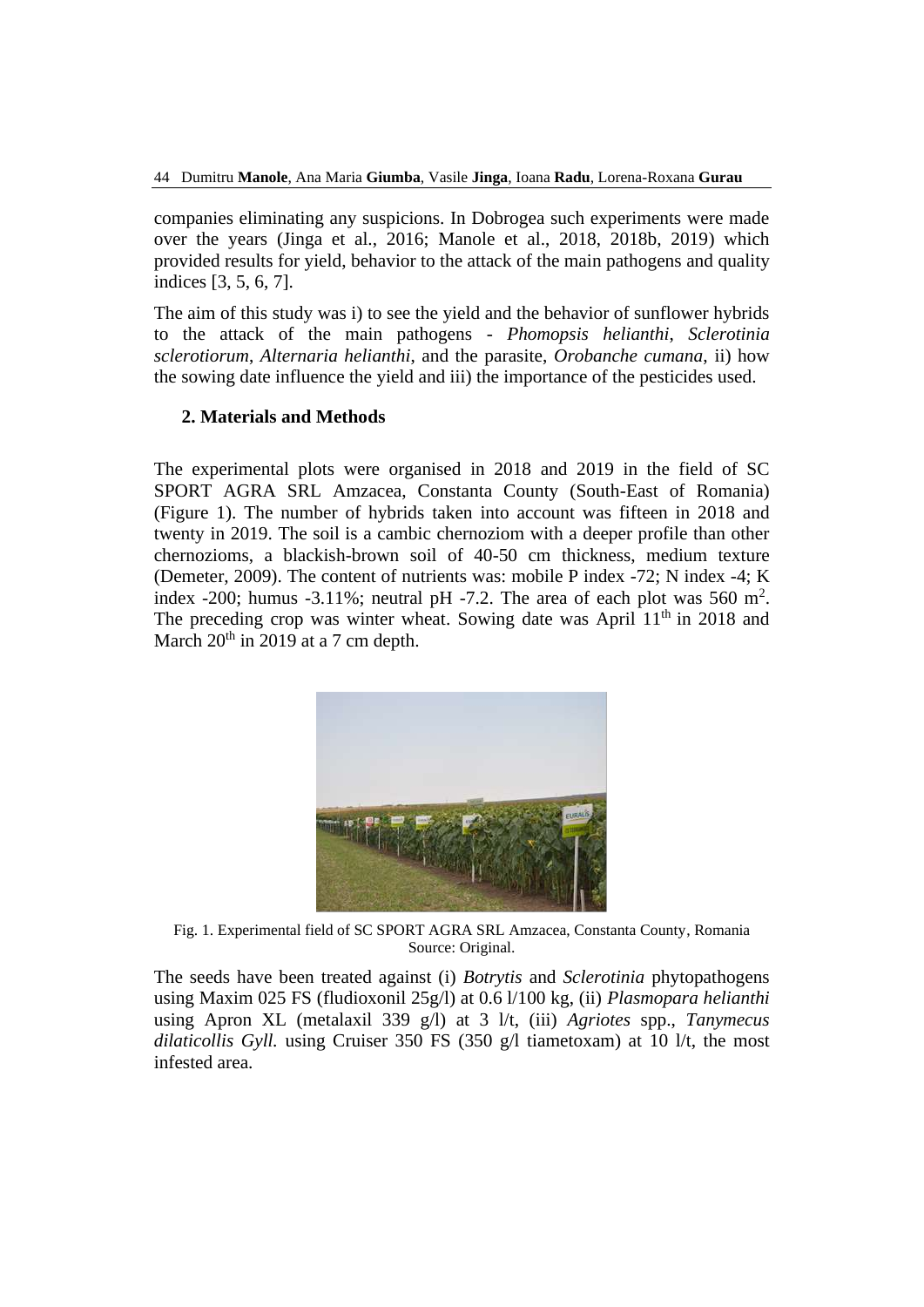companies eliminating any suspicions. In Dobrogea such experiments were made over the years (Jinga et al., 2016; Manole et al., 2018, 2018b, 2019) which provided results for yield, behavior to the attack of the main pathogens and quality indices [3, 5, 6, 7].

The aim of this study was i) to see the yield and the behavior of sunflower hybrids to the attack of the main pathogens - *Phomopsis helianthi*, *Sclerotinia sclerotiorum*, *Alternaria helianthi*, and the parasite, *Orobanche cumana*, ii) how the sowing date influence the yield and iii) the importance of the pesticides used.

## 2. Materials and Methods

The experimental plots were organised in 2018 and 2019 in the field of SC SPORT AGRA SRL Amzacea, Constanta County (South-East of Romania) (Figure 1). The number of hybrids taken into account was fifteen in 2018 and twenty in 2019. The soil is a cambic chernoziom with a deeper profile than other chernozioms, a blackish-brown soil of 40-50 cm thickness, medium texture (Demeter, 2009). The content of nutrients was: mobile P index -72; N index -4; K index -200; humus -3.11%; neutral pH -7.2. The area of each plot was 560 m$^2$. The preceding crop was winter wheat. Sowing date was April 11$^{th}$ in 2018 and March 20$^{th}$ in 2019 at a 7 cm depth.

Fig. 1. Experimental field of SC SPORT AGRA SRL Amzacea, Constanta County, Romania
Source: Original.

The seeds have been treated against (i) *Botrytis* and *Sclerotinia* phytopathogens using Maxim 025 FS (fludioxonil 25g/l) at 0.6 l/100 kg, (ii) *Plasmopara helianthi* using Apron XL (metalaxil 339 g/l) at 3 l/t, (iii) *Agriotes* spp., *Tanymecus dilaticollis Gyll.* using Cruiser 350 FS (350 g/l tiametoxam) at 10 l/t, the most infested area.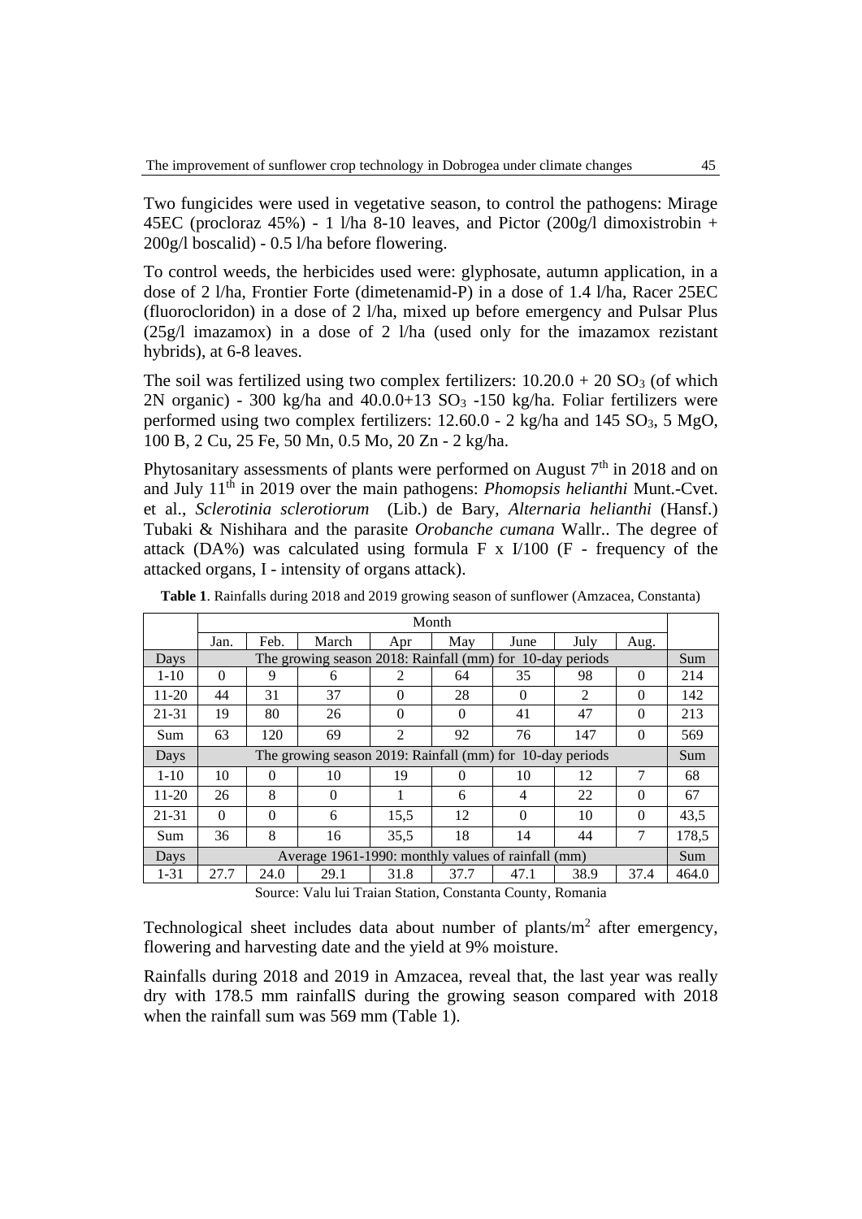Two fungicides were used in vegetative season, to control the pathogens: Mirage 45EC (procloraz 45%) - 1 l/ha 8-10 leaves, and Pictor (200g/l dimoxistrobin + 200g/l boscalid) - 0.5 l/ha before flowering.

To control weeds, the herbicides used were: glyphosate, autumn application, in a dose of 2 l/ha, Frontier Forte (dimetenamid-P) in a dose of 1.4 l/ha, Racer 25EC (fluorocloridon) in a dose of 2 l/ha, mixed up before emergency and Pulsar Plus (25g/l imazamox) in a dose of 2 l/ha (used only for the imazamox rezistant hybrids), at 6-8 leaves.

The soil was fertilized using two complex fertilizers: 10.20.0 + 20 $SO_3$ (of which 2N organic) - 300 kg/ha and 40.0.0+13 $SO_3$ -150 kg/ha. Foliar fertilizers were performed using two complex fertilizers: 12.60.0 - 2 kg/ha and 145 $SO_3$, 5 MgO, 100 B, 2 Cu, 25 Fe, 50 Mn, 0.5 Mo, 20 Zn - 2 kg/ha.

Phytosanitary assessments of plants were performed on August 7[th] in 2018 and on and July 11[th] in 2019 over the main pathogens: *Phomopsis helianthi* Munt.-Cvet. et al., *Sclerotinia sclerotiorum* (Lib.) de Bary, *Alternaria helianthi* (Hansf.) Tubaki & Nishihara and the parasite *Orobanche cumana* Wallr.. The degree of attack (DA%) was calculated using formula F x I/100 (F - frequency of the attacked organs, I - intensity of organs attack).

**Table 1**. Rainfalls during 2018 and 2019 growing season of sunflower (Amzacea, Constanta)

| | Month | | | | | | | | |
|---|---|---|---|---|---|---|---|---|---|
| | Jan. | Feb. | March | Apr | May | June | July | Aug. | |
| Days | The growing season 2018: Rainfall (mm) for 10-day periods | | | | | | | | Sum |
| 1-10 | 0 | 9 | 6 | 2 | 64 | 35 | 98 | 0 | 214 |
| 11-20 | 44 | 31 | 37 | 0 | 28 | 0 | 2 | 0 | 142 |
| 21-31 | 19 | 80 | 26 | 0 | 0 | 41 | 47 | 0 | 213 |
| Sum | 63 | 120 | 69 | 2 | 92 | 76 | 147 | 0 | 569 |
| Days | The growing season 2019: Rainfall (mm) for 10-day periods | | | | | | | | Sum |
| 1-10 | 10 | 0 | 10 | 19 | 0 | 10 | 12 | 7 | 68 |
| 11-20 | 26 | 8 | 0 | 1 | 6 | 4 | 22 | 0 | 67 |
| 21-31 | 0 | 0 | 6 | 15,5 | 12 | 0 | 10 | 0 | 43,5 |
| Sum | 36 | 8 | 16 | 35,5 | 18 | 14 | 44 | 7 | 178,5 |
| Days | Average 1961-1990: monthly values of rainfall (mm) | | | | | | | | Sum |
| 1-31 | 27.7 | 24.0 | 29.1 | 31.8 | 37.7 | 47.1 | 38.9 | 37.4 | 464.0 |

Source: Valu lui Traian Station, Constanta County, Romania

Technological sheet includes data about number of plants/$m^2$ after emergency, flowering and harvesting date and the yield at 9% moisture.

Rainfalls during 2018 and 2019 in Amzacea, reveal that, the last year was really dry with 178.5 mm rainfallS during the growing season compared with 2018 when the rainfall sum was 569 mm (Table 1).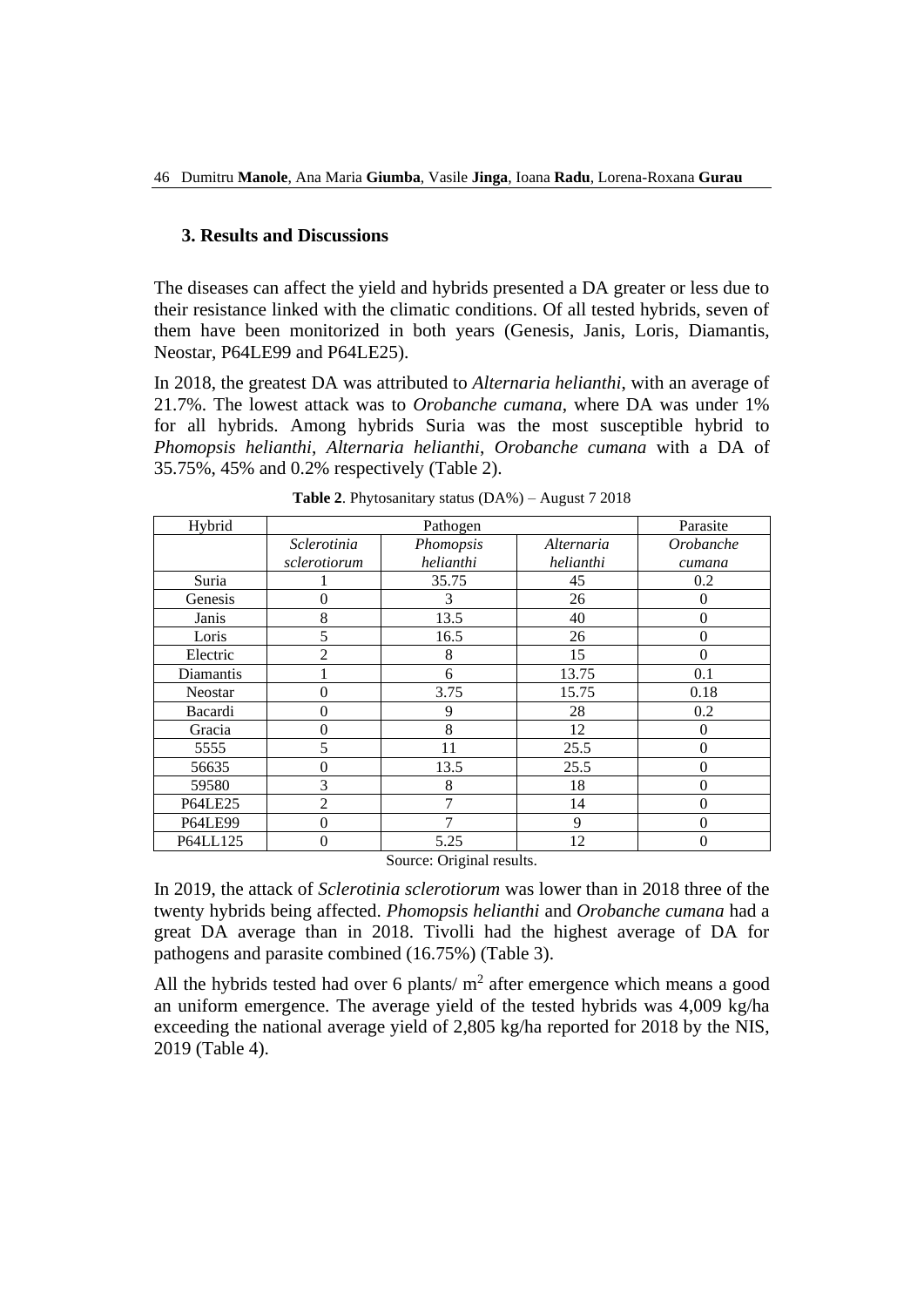### 3. Results and Discussions

The diseases can affect the yield and hybrids presented a DA greater or less due to their resistance linked with the climatic conditions. Of all tested hybrids, seven of them have been monitorized in both years (Genesis, Janis, Loris, Diamantis, Neostar, P64LE99 and P64LE25).

In 2018, the greatest DA was attributed to *Alternaria helianthi*, with an average of 21.7%. The lowest attack was to *Orobanche cumana*, where DA was under 1% for all hybrids. Among hybrids Suria was the most susceptible hybrid to *Phomopsis helianthi*, *Alternaria helianthi*, *Orobanche cumana* with a DA of 35.75%, 45% and 0.2% respectively (Table 2).

**Table 2**. Phytosanitary status (DA%) – August 7 2018

| Hybrid | Pathogen | | | Parasite |
|---|---|---|---|---|
| | *Sclerotinia sclerotiorum* | *Phomopsis helianthi* | *Alternaria helianthi* | *Orobanche cumana* |
| Suria | 1 | 35.75 | 45 | 0.2 |
| Genesis | 0 | 3 | 26 | 0 |
| Janis | 8 | 13.5 | 40 | 0 |
| Loris | 5 | 16.5 | 26 | 0 |
| Electric | 2 | 8 | 15 | 0 |
| Diamantis | 1 | 6 | 13.75 | 0.1 |
| Neostar | 0 | 3.75 | 15.75 | 0.18 |
| Bacardi | 0 | 9 | 28 | 0.2 |
| Gracia | 0 | 8 | 12 | 0 |
| 5555 | 5 | 11 | 25.5 | 0 |
| 56635 | 0 | 13.5 | 25.5 | 0 |
| 59580 | 3 | 8 | 18 | 0 |
| P64LE25 | 2 | 7 | 14 | 0 |
| P64LE99 | 0 | 7 | 9 | 0 |
| P64LL125 | 0 | 5.25 | 12 | 0 |

Source: Original results.

In 2019, the attack of *Sclerotinia sclerotiorum* was lower than in 2018 three of the twenty hybrids being affected. *Phomopsis helianthi* and *Orobanche cumana* had a great DA average than in 2018. Tivolli had the highest average of DA for pathogens and parasite combined (16.75%) (Table 3).

All the hybrids tested had over 6 plants/ $m^2$ after emergence which means a good an uniform emergence. The average yield of the tested hybrids was 4,009 kg/ha exceeding the national average yield of 2,805 kg/ha reported for 2018 by the NIS, 2019 (Table 4).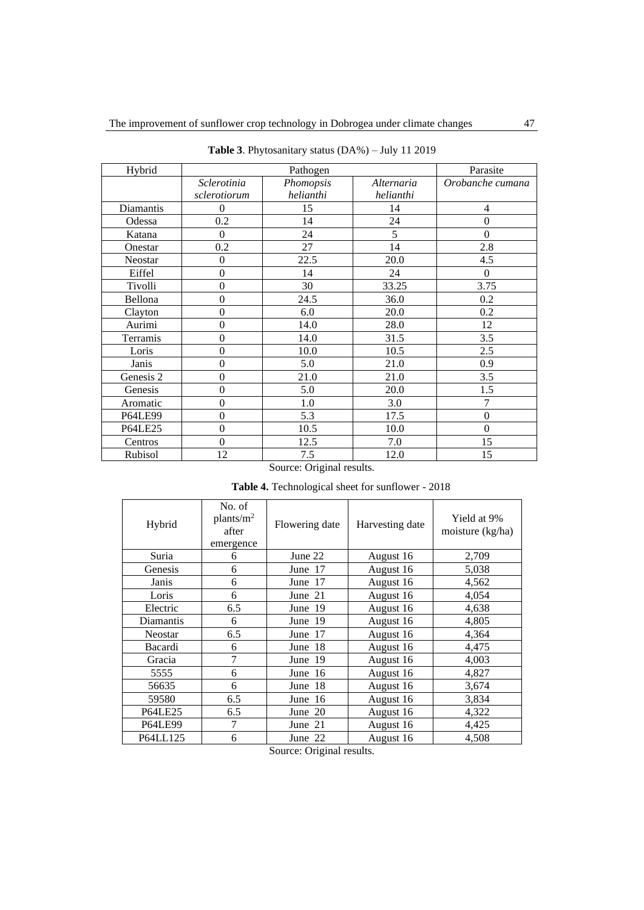**Table 3**. Phytosanitary status (DA%) – July 11 2019

| Hybrid | Pathogen | | | Parasite |
|---|---|---|---|---|
| | *Sclerotinia sclerotiorum* | *Phomopsis helianthi* | *Alternaria helianthi* | *Orobanche cumana* |
| Diamantis | 0 | 15 | 14 | 4 |
| Odessa | 0.2 | 14 | 24 | 0 |
| Katana | 0 | 24 | 5 | 0 |
| Onestar | 0.2 | 27 | 14 | 2.8 |
| Neostar | 0 | 22.5 | 20.0 | 4.5 |
| Eiffel | 0 | 14 | 24 | 0 |
| Tivolli | 0 | 30 | 33.25 | 3.75 |
| Bellona | 0 | 24.5 | 36.0 | 0.2 |
| Clayton | 0 | 6.0 | 20.0 | 0.2 |
| Aurimi | 0 | 14.0 | 28.0 | 12 |
| Terramis | 0 | 14.0 | 31.5 | 3.5 |
| Loris | 0 | 10.0 | 10.5 | 2.5 |
| Janis | 0 | 5.0 | 21.0 | 0.9 |
| Genesis 2 | 0 | 21.0 | 21.0 | 3.5 |
| Genesis | 0 | 5.0 | 20.0 | 1.5 |
| Aromatic | 0 | 1.0 | 3.0 | 7 |
| P64LE99 | 0 | 5.3 | 17.5 | 0 |
| P64LE25 | 0 | 10.5 | 10.0 | 0 |
| Centros | 0 | 12.5 | 7.0 | 15 |
| Rubisol | 12 | 7.5 | 12.0 | 15 |

Source: Original results.

**Table 4.** Technological sheet for sunflower - 2018

| Hybrid | No. of plants/m$^2$ after emergence | Flowering date | Harvesting date | Yield at 9% moisture (kg/ha) |
|---|---|---|---|---|
| Suria | 6 | June 22 | August 16 | 2,709 |
| Genesis | 6 | June 17 | August 16 | 5,038 |
| Janis | 6 | June 17 | August 16 | 4,562 |
| Loris | 6 | June 21 | August 16 | 4,054 |
| Electric | 6.5 | June 19 | August 16 | 4,638 |
| Diamantis | 6 | June 19 | August 16 | 4,805 |
| Neostar | 6.5 | June 17 | August 16 | 4,364 |
| Bacardi | 6 | June 18 | August 16 | 4,475 |
| Gracia | 7 | June 19 | August 16 | 4,003 |
| 5555 | 6 | June 16 | August 16 | 4,827 |
| 56635 | 6 | June 18 | August 16 | 3,674 |
| 59580 | 6.5 | June 16 | August 16 | 3,834 |
| P64LE25 | 6.5 | June 20 | August 16 | 4,322 |
| P64LE99 | 7 | June 21 | August 16 | 4,425 |
| P64LL125 | 6 | June 22 | August 16 | 4,508 |

Source: Original results.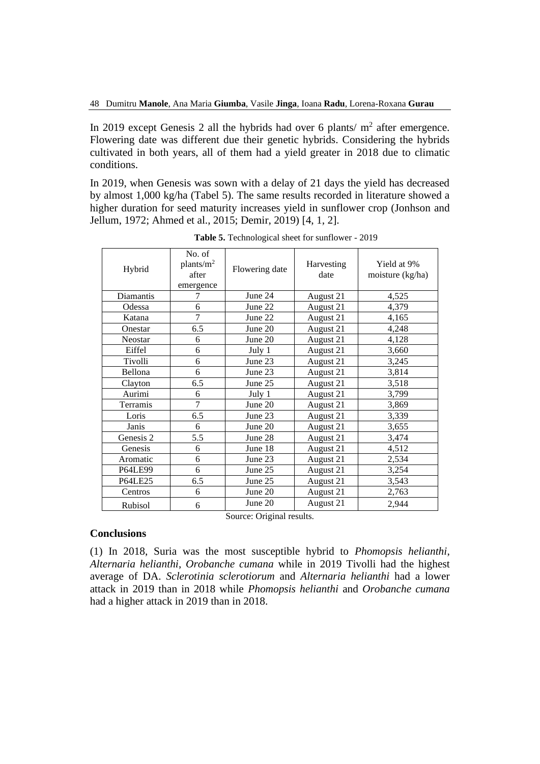In 2019 except Genesis 2 all the hybrids had over 6 plants/ $m^2$ after emergence. Flowering date was different due their genetic hybrids. Considering the hybrids cultivated in both years, all of them had a yield greater in 2018 due to climatic conditions.

In 2019, when Genesis was sown with a delay of 21 days the yield has decreased by almost 1,000 kg/ha (Tabel 5). The same results recorded in literature showed a higher duration for seed maturity increases yield in sunflower crop (Jonhson and Jellum, 1972; Ahmed et al., 2015; Demir, 2019) [4, 1, 2].

**Table 5.** Technological sheet for sunflower - 2019

| Hybrid | No. of plants/$m^2$ after emergence | Flowering date | Harvesting date | Yield at 9% moisture (kg/ha) |
|---|---|---|---|---|
| Diamantis | 7 | June 24 | August 21 | 4,525 |
| Odessa | 6 | June 22 | August 21 | 4,379 |
| Katana | 7 | June 22 | August 21 | 4,165 |
| Onestar | 6.5 | June 20 | August 21 | 4,248 |
| Neostar | 6 | June 20 | August 21 | 4,128 |
| Eiffel | 6 | July 1 | August 21 | 3,660 |
| Tivolli | 6 | June 23 | August 21 | 3,245 |
| Bellona | 6 | June 23 | August 21 | 3,814 |
| Clayton | 6.5 | June 25 | August 21 | 3,518 |
| Aurimi | 6 | July 1 | August 21 | 3,799 |
| Terramis | 7 | June 20 | August 21 | 3,869 |
| Loris | 6.5 | June 23 | August 21 | 3,339 |
| Janis | 6 | June 20 | August 21 | 3,655 |
| Genesis 2 | 5.5 | June 28 | August 21 | 3,474 |
| Genesis | 6 | June 18 | August 21 | 4,512 |
| Aromatic | 6 | June 23 | August 21 | 2,534 |
| P64LE99 | 6 | June 25 | August 21 | 3,254 |
| P64LE25 | 6.5 | June 25 | August 21 | 3,543 |
| Centros | 6 | June 20 | August 21 | 2,763 |
| Rubisol | 6 | June 20 | August 21 | 2,944 |

Source: Original results.

## Conclusions

(1) In 2018, Suria was the most susceptible hybrid to *Phomopsis helianthi*, *Alternaria helianthi*, *Orobanche cumana* while in 2019 Tivolli had the highest average of DA. *Sclerotinia sclerotiorum* and *Alternaria helianthi* had a lower attack in 2019 than in 2018 while *Phomopsis helianthi* and *Orobanche cumana* had a higher attack in 2019 than in 2018.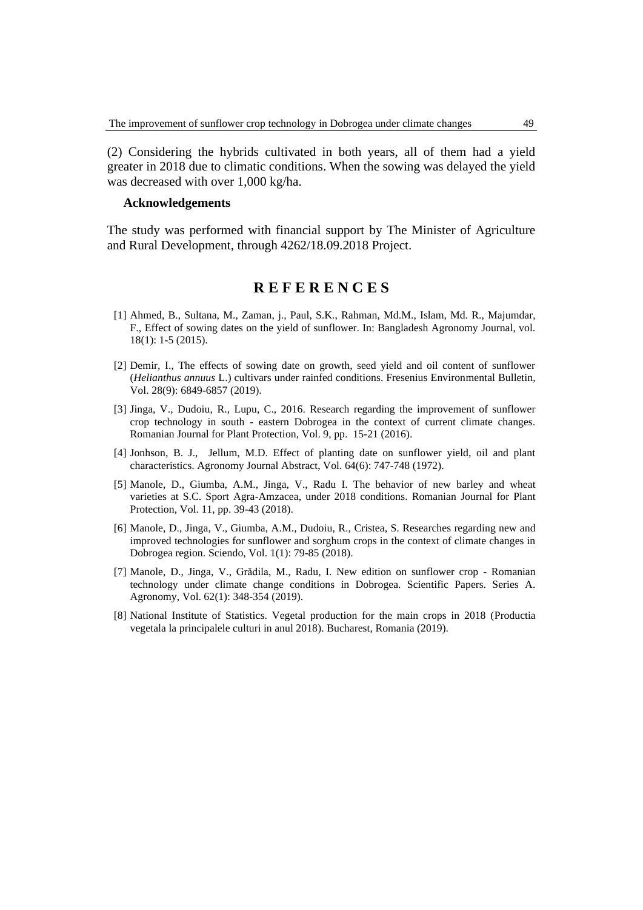(2) Considering the hybrids cultivated in both years, all of them had a yield greater in 2018 due to climatic conditions. When the sowing was delayed the yield was decreased with over 1,000 kg/ha.

**Acknowledgements**

The study was performed with financial support by The Minister of Agriculture and Rural Development, through 4262/18.09.2018 Project.

## R E F E R E N C E S

[1] Ahmed, B., Sultana, M., Zaman, j., Paul, S.K., Rahman, Md.M., Islam, Md. R., Majumdar, F., Effect of sowing dates on the yield of sunflower. In: Bangladesh Agronomy Journal, vol. 18(1): 1-5 (2015).

[2] Demir, I., The effects of sowing date on growth, seed yield and oil content of sunflower (*Helianthus annuus* L.) cultivars under rainfed conditions. Fresenius Environmental Bulletin, Vol. 28(9): 6849-6857 (2019).

[3] Jinga, V., Dudoiu, R., Lupu, C., 2016. Research regarding the improvement of sunflower crop technology in south - eastern Dobrogea in the context of current climate changes. Romanian Journal for Plant Protection, Vol. 9, pp. 15-21 (2016).

[4] Jonhson, B. J., Jellum, M.D. Effect of planting date on sunflower yield, oil and plant characteristics. Agronomy Journal Abstract, Vol. 64(6): 747-748 (1972).

[5] Manole, D., Giumba, A.M., Jinga, V., Radu I. The behavior of new barley and wheat varieties at S.C. Sport Agra-Amzacea, under 2018 conditions. Romanian Journal for Plant Protection, Vol. 11, pp. 39-43 (2018).

[6] Manole, D., Jinga, V., Giumba, A.M., Dudoiu, R., Cristea, S. Researches regarding new and improved technologies for sunflower and sorghum crops in the context of climate changes in Dobrogea region. Sciendo, Vol. 1(1): 79-85 (2018).

[7] Manole, D., Jinga, V., Grădila, M., Radu, I. New edition on sunflower crop - Romanian technology under climate change conditions in Dobrogea. Scientific Papers. Series A. Agronomy, Vol. 62(1): 348-354 (2019).

[8] National Institute of Statistics. Vegetal production for the main crops in 2018 (Productia vegetala la principalele culturi in anul 2018). Bucharest, Romania (2019).